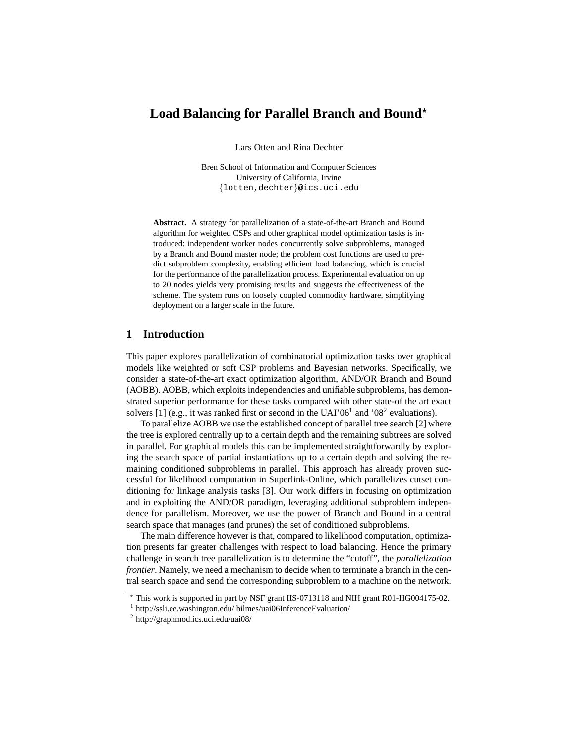# Load Balancing for Parallel Branch and Bound*

Lars Otten and Rina Dechter

Bren School of Information and Computer Sciences
University of California, Irvine
{lotten,dechter}@ics.uci.edu

**Abstract.** A strategy for parallelization of a state-of-the-art Branch and Bound algorithm for weighted CSPs and other graphical model optimization tasks is introduced: independent worker nodes concurrently solve subproblems, managed by a Branch and Bound master node; the problem cost functions are used to predict subproblem complexity, enabling efficient load balancing, which is crucial for the performance of the parallelization process. Experimental evaluation on up to 20 nodes yields very promising results and suggests the effectiveness of the scheme. The system runs on loosely coupled commodity hardware, simplifying deployment on a larger scale in the future.

## 1 Introduction

This paper explores parallelization of combinatorial optimization tasks over graphical models like weighted or soft CSP problems and Bayesian networks. Specifically, we consider a state-of-the-art exact optimization algorithm, AND/OR Branch and Bound (AOBB). AOBB, which exploits independencies and unifiable subproblems, has demonstrated superior performance for these tasks compared with other state-of the art exact solvers [1] (e.g., it was ranked first or second in the UAI'06[1] and '08[2] evaluations).

To parallelize AOBB we use the established concept of parallel tree search [2] where the tree is explored centrally up to a certain depth and the remaining subtrees are solved in parallel. For graphical models this can be implemented straightforwardly by exploring the search space of partial instantiations up to a certain depth and solving the remaining conditioned subproblems in parallel. This approach has already proven successful for likelihood computation in Superlink-Online, which parallelizes cutset conditioning for linkage analysis tasks [3]. Our work differs in focusing on optimization and in exploiting the AND/OR paradigm, leveraging additional subproblem independence for parallelism. Moreover, we use the power of Branch and Bound in a central search space that manages (and prunes) the set of conditioned subproblems.

The main difference however is that, compared to likelihood computation, optimization presents far greater challenges with respect to load balancing. Hence the primary challenge in search tree parallelization is to determine the "cutoff", the *parallelization frontier*. Namely, we need a mechanism to decide when to terminate a branch in the central search space and send the corresponding subproblem to a machine on the network.

---

* This work is supported in part by NSF grant IIS-0713118 and NIH grant R01-HG004175-02.

[1] http://ssli.ee.washington.edu/ bilmes/uai06InferenceEvaluation/

[2] http://graphmod.ics.uci.edu/uai08/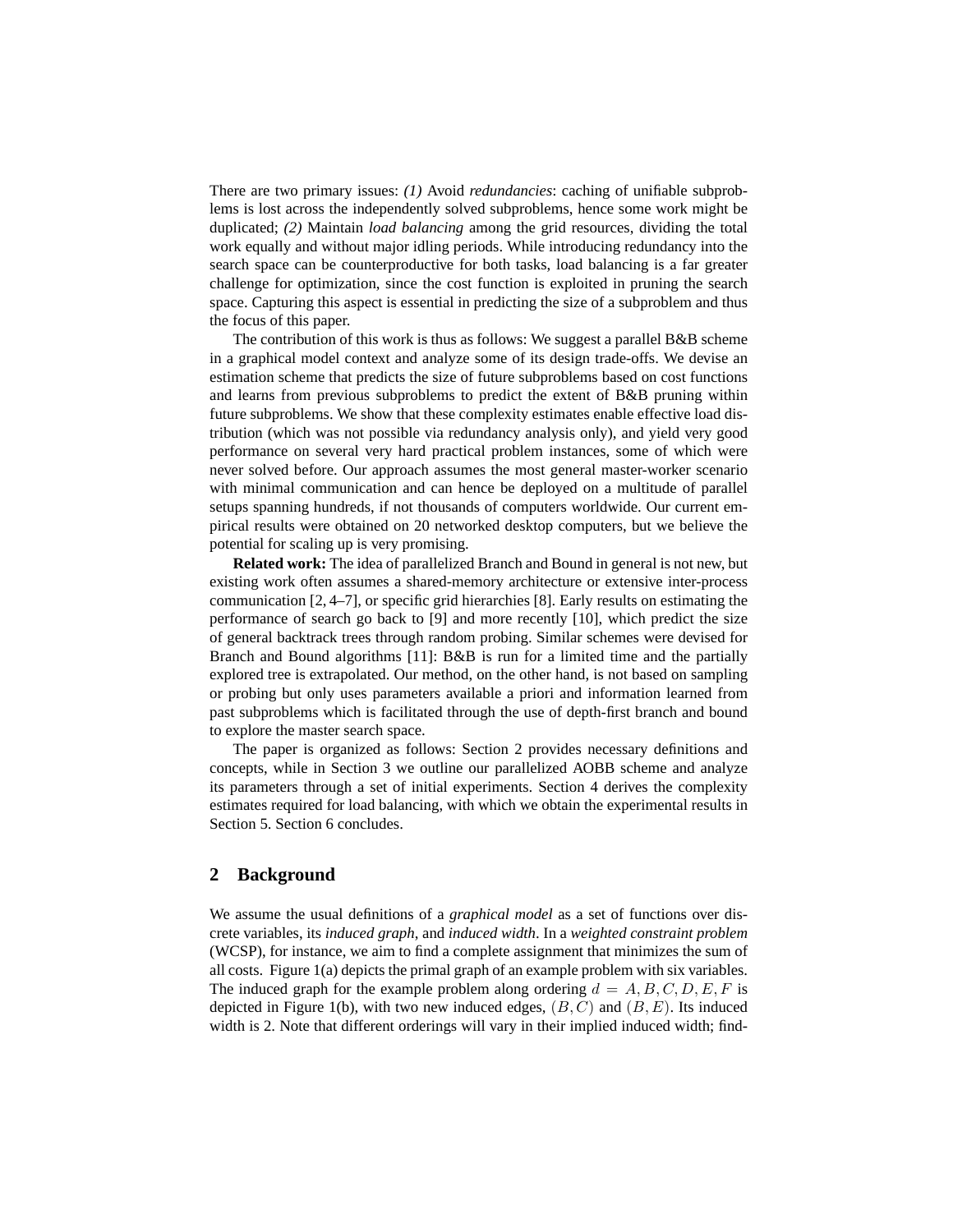There are two primary issues: *(1)* Avoid *redundancies*: caching of unifiable subproblems is lost across the independently solved subproblems, hence some work might be duplicated; *(2)* Maintain *load balancing* among the grid resources, dividing the total work equally and without major idling periods. While introducing redundancy into the search space can be counterproductive for both tasks, load balancing is a far greater challenge for optimization, since the cost function is exploited in pruning the search space. Capturing this aspect is essential in predicting the size of a subproblem and thus the focus of this paper.

The contribution of this work is thus as follows: We suggest a parallel B&B scheme in a graphical model context and analyze some of its design trade-offs. We devise an estimation scheme that predicts the size of future subproblems based on cost functions and learns from previous subproblems to predict the extent of B&B pruning within future subproblems. We show that these complexity estimates enable effective load distribution (which was not possible via redundancy analysis only), and yield very good performance on several very hard practical problem instances, some of which were never solved before. Our approach assumes the most general master-worker scenario with minimal communication and can hence be deployed on a multitude of parallel setups spanning hundreds, if not thousands of computers worldwide. Our current empirical results were obtained on 20 networked desktop computers, but we believe the potential for scaling up is very promising.

**Related work:** The idea of parallelized Branch and Bound in general is not new, but existing work often assumes a shared-memory architecture or extensive inter-process communication [2, 4–7], or specific grid hierarchies [8]. Early results on estimating the performance of search go back to [9] and more recently [10], which predict the size of general backtrack trees through random probing. Similar schemes were devised for Branch and Bound algorithms [11]: B&B is run for a limited time and the partially explored tree is extrapolated. Our method, on the other hand, is not based on sampling or probing but only uses parameters available a priori and information learned from past subproblems which is facilitated through the use of depth-first branch and bound to explore the master search space.

The paper is organized as follows: Section 2 provides necessary definitions and concepts, while in Section 3 we outline our parallelized AOBB scheme and analyze its parameters through a set of initial experiments. Section 4 derives the complexity estimates required for load balancing, with which we obtain the experimental results in Section 5. Section 6 concludes.

## 2 Background

We assume the usual definitions of a *graphical model* as a set of functions over discrete variables, its *induced graph*, and *induced width*. In a *weighted constraint problem* (WCSP), for instance, we aim to find a complete assignment that minimizes the sum of all costs. Figure 1(a) depicts the primal graph of an example problem with six variables. The induced graph for the example problem along ordering $d = A, B, C, D, E, F$ is depicted in Figure 1(b), with two new induced edges, $(B, C)$ and $(B, E)$. Its induced width is 2. Note that different orderings will vary in their implied induced width; find-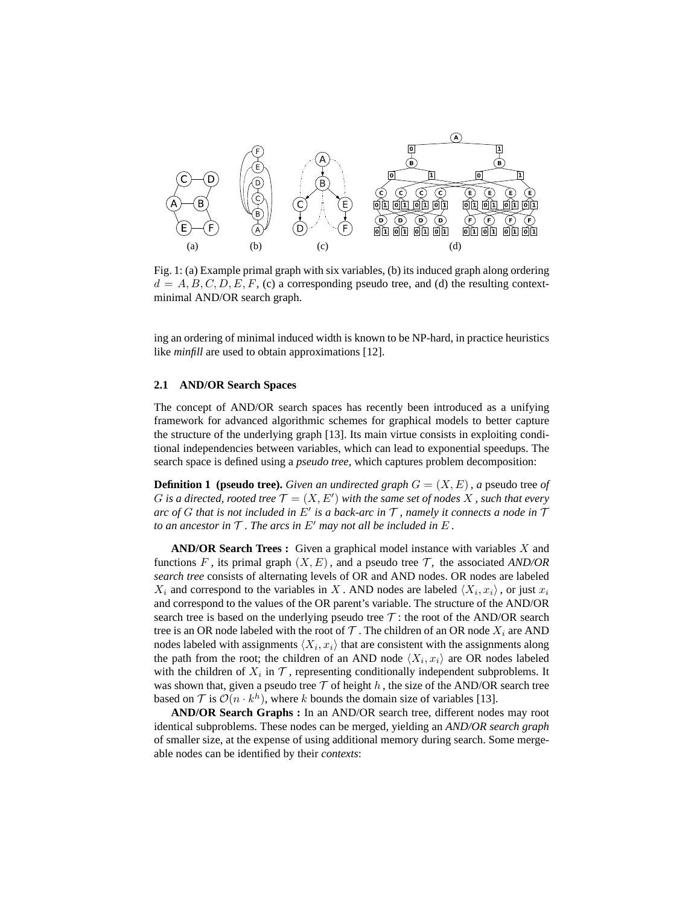Fig. 1: (a) Example primal graph with six variables, (b) its induced graph along ordering $d = A, B, C, D, E, F$, (c) a corresponding pseudo tree, and (d) the resulting context-minimal AND/OR search graph.

ing an ordering of minimal induced width is known to be NP-hard, in practice heuristics like *minfill* are used to obtain approximations [12].

### 2.1 AND/OR Search Spaces

The concept of AND/OR search spaces has recently been introduced as a unifying framework for advanced algorithmic schemes for graphical models to better capture the structure of the underlying graph [13]. Its main virtue consists in exploiting conditional independencies between variables, which can lead to exponential speedups. The search space is defined using a *pseudo tree*, which captures problem decomposition:

**Definition 1 (pseudo tree).** *Given an undirected graph $G = (X, E)$, a* pseudo tree *of $G$ is a directed, rooted tree $\mathcal{T} = (X, E')$ with the same set of nodes $X$, such that every arc of $G$ that is not included in $E'$ is a back-arc in $\mathcal{T}$, namely it connects a node in $\mathcal{T}$ to an ancestor in $\mathcal{T}$. The arcs in $E'$ may not all be included in $E$.*

**AND/OR Search Trees :** Given a graphical model instance with variables $X$ and functions $F$, its primal graph $(X, E)$, and a pseudo tree $\mathcal{T}$, the associated *AND/OR search tree* consists of alternating levels of OR and AND nodes. OR nodes are labeled $X_i$ and correspond to the variables in $X$. AND nodes are labeled $\langle X_i, x_i \rangle$, or just $x_i$ and correspond to the values of the OR parent's variable. The structure of the AND/OR search tree is based on the underlying pseudo tree $\mathcal{T}$: the root of the AND/OR search tree is an OR node labeled with the root of $\mathcal{T}$. The children of an OR node $X_i$ are AND nodes labeled with assignments $\langle X_i, x_i \rangle$ that are consistent with the assignments along the path from the root; the children of an AND node $\langle X_i, x_i \rangle$ are OR nodes labeled with the children of $X_i$ in $\mathcal{T}$, representing conditionally independent subproblems. It was shown that, given a pseudo tree $\mathcal{T}$ of height $h$, the size of the AND/OR search tree based on $\mathcal{T}$ is $\mathcal{O}(n \cdot k^h)$, where $k$ bounds the domain size of variables [13].

**AND/OR Search Graphs :** In an AND/OR search tree, different nodes may root identical subproblems. These nodes can be merged, yielding an *AND/OR search graph* of smaller size, at the expense of using additional memory during search. Some mergeable nodes can be identified by their *contexts*: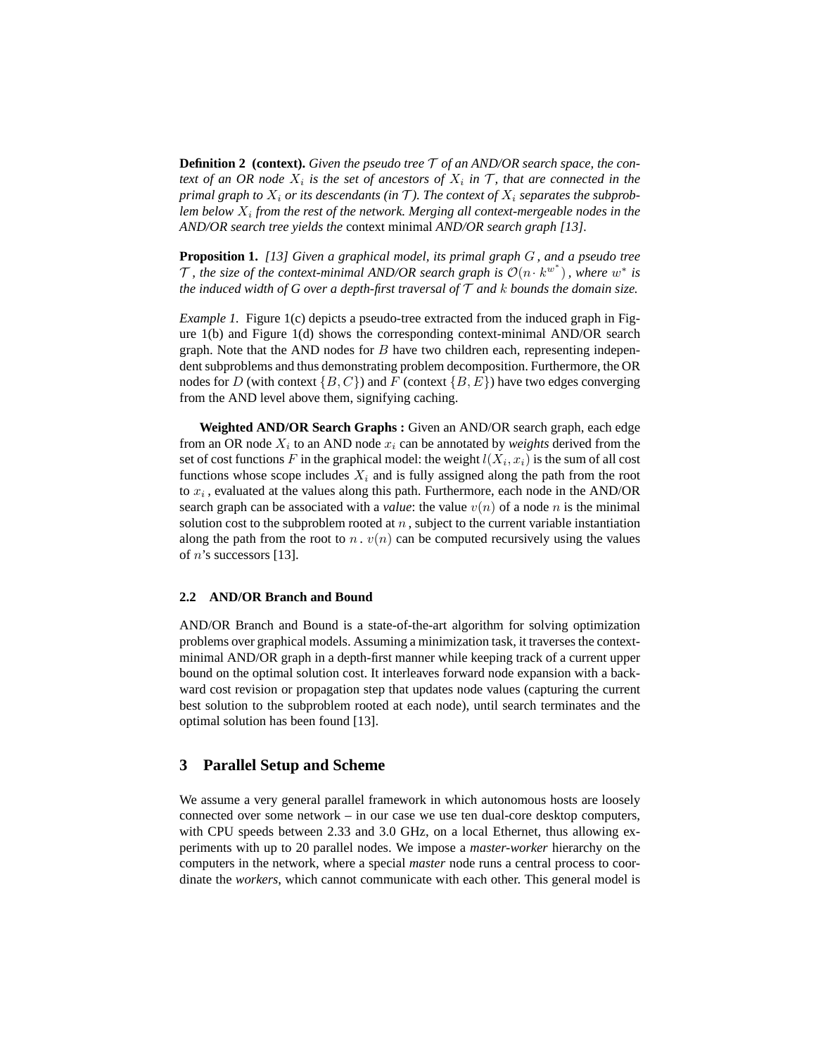**Definition 2 (context).** *Given the pseudo tree $\mathcal{T}$ of an AND/OR search space, the context of an OR node $X_i$ is the set of ancestors of $X_i$ in $\mathcal{T}$, that are connected in the primal graph to $X_i$ or its descendants (in $\mathcal{T}$). The context of $X_i$ separates the subproblem below $X_i$ from the rest of the network. Merging all context-mergeable nodes in the AND/OR search tree yields the* context minimal *AND/OR search graph [13].*

**Proposition 1.** *[13] Given a graphical model, its primal graph $G$, and a pseudo tree $\mathcal{T}$, the size of the context-minimal AND/OR search graph is $\mathcal{O}(n \cdot k^{w^*})$, where $w^*$ is the induced width of G over a depth-first traversal of $\mathcal{T}$ and $k$ bounds the domain size.*

*Example 1.* Figure 1(c) depicts a pseudo-tree extracted from the induced graph in Figure 1(b) and Figure 1(d) shows the corresponding context-minimal AND/OR search graph. Note that the AND nodes for $B$ have two children each, representing independent subproblems and thus demonstrating problem decomposition. Furthermore, the OR nodes for $D$ (with context $\{B, C\}$) and $F$ (context $\{B, E\}$) have two edges converging from the AND level above them, signifying caching.

**Weighted AND/OR Search Graphs :** Given an AND/OR search graph, each edge from an OR node $X_i$ to an AND node $x_i$ can be annotated by *weights* derived from the set of cost functions $F$ in the graphical model: the weight $l(X_i, x_i)$ is the sum of all cost functions whose scope includes $X_i$ and is fully assigned along the path from the root to $x_i$, evaluated at the values along this path. Furthermore, each node in the AND/OR search graph can be associated with a *value*: the value $v(n)$ of a node $n$ is the minimal solution cost to the subproblem rooted at $n$, subject to the current variable instantiation along the path from the root to $n$. $v(n)$ can be computed recursively using the values of $n$'s successors [13].

### 2.2 AND/OR Branch and Bound

AND/OR Branch and Bound is a state-of-the-art algorithm for solving optimization problems over graphical models. Assuming a minimization task, it traverses the context-minimal AND/OR graph in a depth-first manner while keeping track of a current upper bound on the optimal solution cost. It interleaves forward node expansion with a backward cost revision or propagation step that updates node values (capturing the current best solution to the subproblem rooted at each node), until search terminates and the optimal solution has been found [13].

## 3 Parallel Setup and Scheme

We assume a very general parallel framework in which autonomous hosts are loosely connected over some network – in our case we use ten dual-core desktop computers, with CPU speeds between 2.33 and 3.0 GHz, on a local Ethernet, thus allowing experiments with up to 20 parallel nodes. We impose a *master-worker* hierarchy on the computers in the network, where a special *master* node runs a central process to coordinate the *workers*, which cannot communicate with each other. This general model is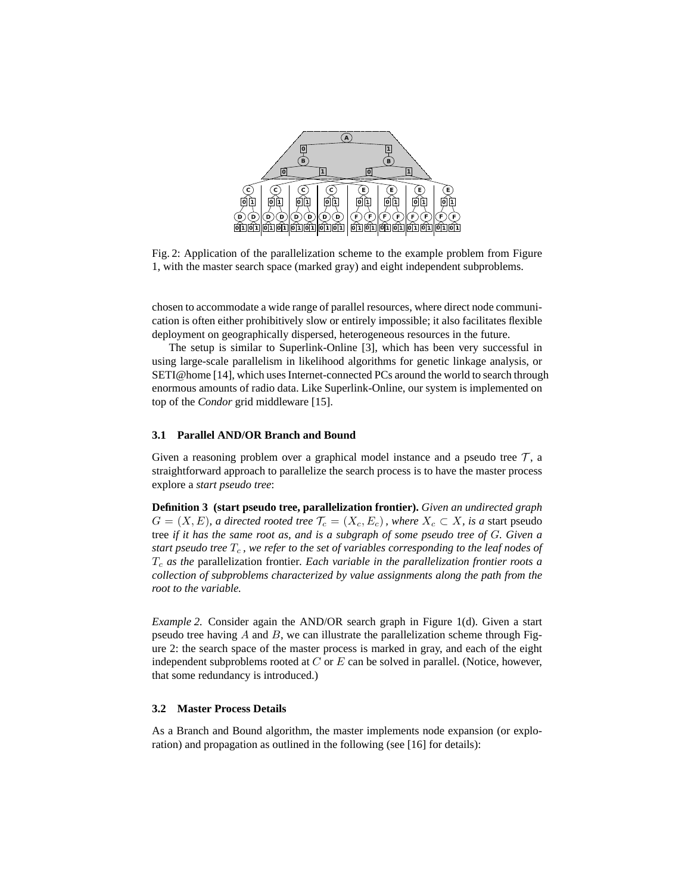Fig. 2: Application of the parallelization scheme to the example problem from Figure 1, with the master search space (marked gray) and eight independent subproblems.

chosen to accommodate a wide range of parallel resources, where direct node communication is often either prohibitively slow or entirely impossible; it also facilitates flexible deployment on geographically dispersed, heterogeneous resources in the future.

The setup is similar to Superlink-Online [3], which has been very successful in using large-scale parallelism in likelihood algorithms for genetic linkage analysis, or SETI@home [14], which uses Internet-connected PCs around the world to search through enormous amounts of radio data. Like Superlink-Online, our system is implemented on top of the *Condor* grid middleware [15].

### 3.1 Parallel AND/OR Branch and Bound

Given a reasoning problem over a graphical model instance and a pseudo tree $\mathcal{T}$, a straightforward approach to parallelize the search process is to have the master process explore a *start pseudo tree*:

**Definition 3 (start pseudo tree, parallelization frontier).** *Given an undirected graph $G = (X, E)$, a directed rooted tree $\mathcal{T}_c = (X_c, E_c)$, where $X_c \subset X$, is a* start pseudo tree *if it has the same root as, and is a subgraph of some pseudo tree of $G$. Given a start pseudo tree $T_c$, we refer to the set of variables corresponding to the leaf nodes of $T_c$ as the* parallelization frontier. *Each variable in the parallelization frontier roots a collection of subproblems characterized by value assignments along the path from the root to the variable.*

*Example 2.* Consider again the AND/OR search graph in Figure 1(d). Given a start pseudo tree having $A$ and $B$, we can illustrate the parallelization scheme through Figure 2: the search space of the master process is marked in gray, and each of the eight independent subproblems rooted at $C$ or $E$ can be solved in parallel. (Notice, however, that some redundancy is introduced.)

### 3.2 Master Process Details

As a Branch and Bound algorithm, the master implements node expansion (or exploration) and propagation as outlined in the following (see [16] for details):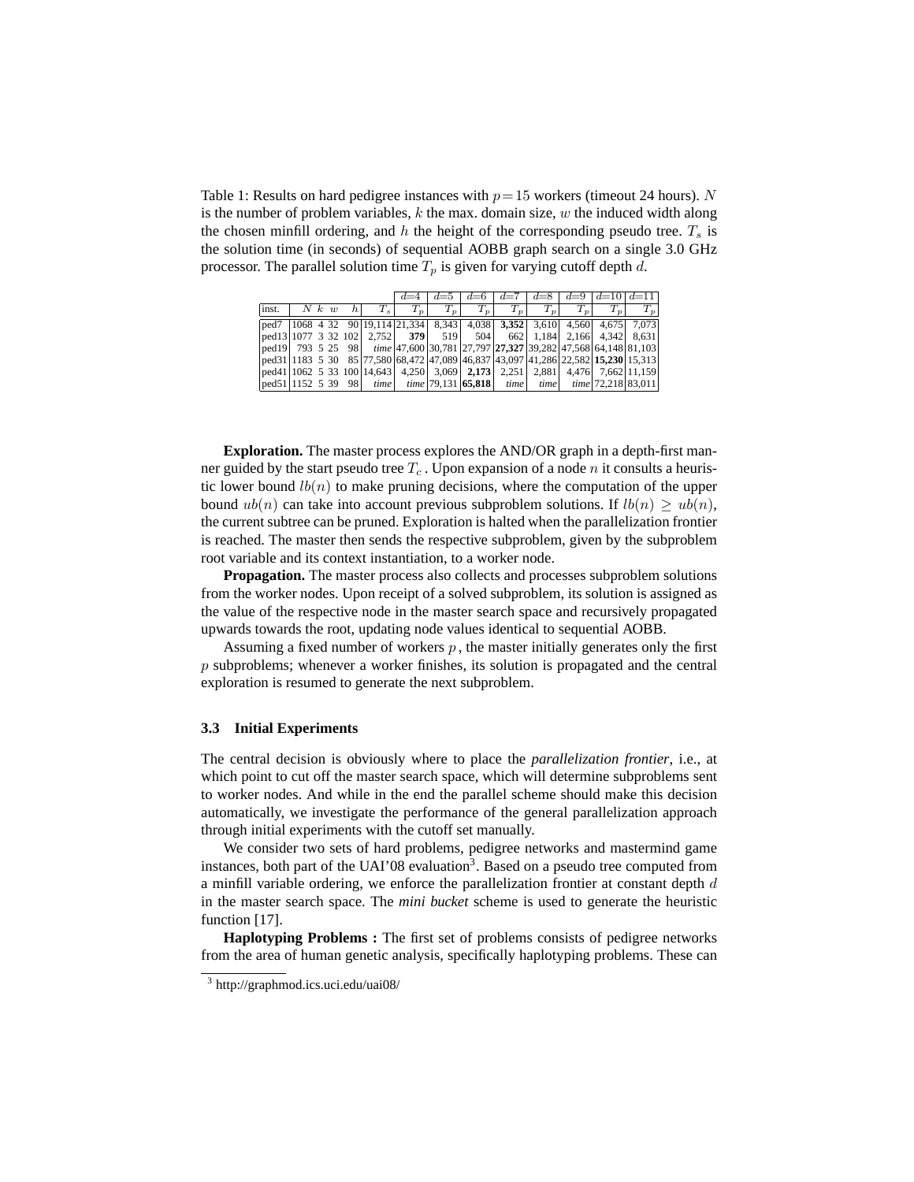Table 1: Results on hard pedigree instances with $p = 15$ workers (timeout 24 hours). $N$ is the number of problem variables, $k$ the max. domain size, $w$ the induced width along the chosen minfill ordering, and $h$ the height of the corresponding pseudo tree. $T_s$ is the solution time (in seconds) of sequential AOBB graph search on a single 3.0 GHz processor. The parallel solution time $T_p$ is given for varying cutoff depth $d$.

| | | | | | | $d$=4 | $d$=5 | $d$=6 | $d$=7 | $d$=8 | $d$=9 | $d$=10 | $d$=11 |
|---|---|---|---|---|---|---|---|---|---|---|---|---|---|
| inst. | $N$ | $k$ | $w$ | $h$ | $T_s$ | $T_p$ | $T_p$ | $T_p$ | $T_p$ | $T_p$ | $T_p$ | $T_p$ | $T_p$ |
| ped7 | 1068 | 4 | 32 | 90 | 19,114 | 21,334 | 8,343 | 4,038 | **3,352** | 3,610 | 4,560 | 4,675 | 7,073 |
| ped13 | 1077 | 3 | 32 | 102 | 2,752 | **379** | 519 | 504 | 662 | 1,184 | 2,166 | 4,342 | 8,631 |
| ped19 | 793 | 5 | 25 | 98 | *time* | 47,600 | 30,781 | 27,797 | **27,327** | 39,282 | 47,568 | 64,148 | 81,103 |
| ped31 | 1183 | 5 | 30 | 85 | 77,580 | 68,472 | 47,089 | 46,837 | 43,097 | 41,286 | 22,582 | **15,230** | 15,313 |
| ped41 | 1062 | 5 | 33 | 100 | 14,643 | 4,250 | 3,069 | **2,173** | 2,251 | 2,881 | 4,476 | 7,662 | 11,159 |
| ped51 | 1152 | 5 | 39 | 98 | *time* | *time* | 79,131 | **65,818** | *time* | *time* | *time* | 72,218 | 83,011 |

**Exploration.** The master process explores the AND/OR graph in a depth-first manner guided by the start pseudo tree $T_c$. Upon expansion of a node $n$ it consults a heuristic lower bound $lb(n)$ to make pruning decisions, where the computation of the upper bound $ub(n)$ can take into account previous subproblem solutions. If $lb(n) \geq ub(n)$, the current subtree can be pruned. Exploration is halted when the parallelization frontier is reached. The master then sends the respective subproblem, given by the subproblem root variable and its context instantiation, to a worker node.

**Propagation.** The master process also collects and processes subproblem solutions from the worker nodes. Upon receipt of a solved subproblem, its solution is assigned as the value of the respective node in the master search space and recursively propagated upwards towards the root, updating node values identical to sequential AOBB.

Assuming a fixed number of workers $p$, the master initially generates only the first $p$ subproblems; whenever a worker finishes, its solution is propagated and the central exploration is resumed to generate the next subproblem.

### 3.3 Initial Experiments

The central decision is obviously where to place the *parallelization frontier*, i.e., at which point to cut off the master search space, which will determine subproblems sent to worker nodes. And while in the end the parallel scheme should make this decision automatically, we investigate the performance of the general parallelization approach through initial experiments with the cutoff set manually.

We consider two sets of hard problems, pedigree networks and mastermind game instances, both part of the UAI'08 evaluation[3]. Based on a pseudo tree computed from a minfill variable ordering, we enforce the parallelization frontier at constant depth $d$ in the master search space. The *mini bucket* scheme is used to generate the heuristic function [17].

**Haplotyping Problems :** The first set of problems consists of pedigree networks from the area of human genetic analysis, specifically haplotyping problems. These can

[3] http://graphmod.ics.uci.edu/uai08/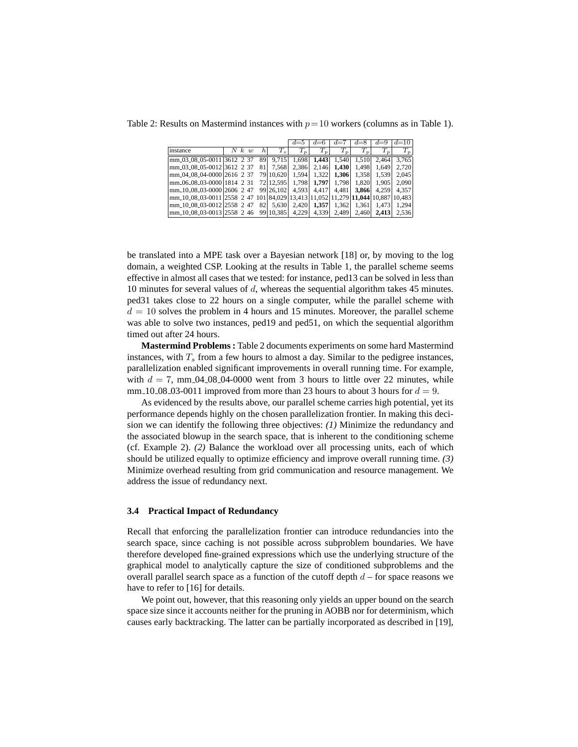Table 2: Results on Mastermind instances with $p = 10$ workers (columns as in Table 1).

| | | | | | | $d$=5 | $d$=6 | $d$=7 | $d$=8 | $d$=9 | $d$=10 |
|---|---|---|---|---|---|---|---|---|---|---|---|
| instance | $N$ | $k$ | $w$ | $h$ | $T_s$ | $T_p$ | $T_p$ | $T_p$ | $T_p$ | $T_p$ | $T_p$ |
| mm_03_08_05-0011 | 3612 | 2 | 37 | 89 | 9,715 | 1,698 | **1,443** | 1,540 | 1,510 | 2,464 | 3,765 |
| mm_03_08_05-0012 | 3612 | 2 | 37 | 81 | 7,568 | 2,386 | 2,146 | **1,430** | 1,498 | 1,649 | 2,720 |
| mm_04_08_04-0000 | 2616 | 2 | 37 | 79 | 10,620 | 1,594 | 1,322 | **1,306** | 1,358 | 1,539 | 2,045 |
| mm_06_08_03-0000 | 1814 | 2 | 31 | 72 | 12,595 | 1,798 | **1,797** | 1,798 | 1,820 | 1,905 | 2,090 |
| mm_10_08_03-0000 | 2606 | 2 | 47 | 99 | 26,102 | 4,593 | 4,417 | 4,481 | **3,866** | 4,259 | 4,357 |
| mm_10_08_03-0011 | 2558 | 2 | 47 | 101 | 84,029 | 13,413 | 11,052 | 11,279 | **11,044** | 10,887 | 10,483 |
| mm_10_08_03-0012 | 2558 | 2 | 47 | 82 | 5,630 | 2,420 | **1,357** | 1,362 | 1,361 | 1,473 | 1,294 |
| mm_10_08_03-0013 | 2558 | 2 | 46 | 99 | 10,385 | 4,229 | 4,339 | 2,489 | 2,460 | **2,413** | 2,536 |

be translated into a MPE task over a Bayesian network [18] or, by moving to the log domain, a weighted CSP. Looking at the results in Table 1, the parallel scheme seems effective in almost all cases that we tested: for instance, ped13 can be solved in less than 10 minutes for several values of $d$, whereas the sequential algorithm takes 45 minutes. ped31 takes close to 22 hours on a single computer, while the parallel scheme with $d = 10$ solves the problem in 4 hours and 15 minutes. Moreover, the parallel scheme was able to solve two instances, ped19 and ped51, on which the sequential algorithm timed out after 24 hours.

**Mastermind Problems :** Table 2 documents experiments on some hard Mastermind instances, with $T_s$ from a few hours to almost a day. Similar to the pedigree instances, parallelization enabled significant improvements in overall running time. For example, with $d = 7$, mm_04_08_04-0000 went from 3 hours to little over 22 minutes, while mm_10_08_03-0011 improved from more than 23 hours to about 3 hours for $d = 9$.

As evidenced by the results above, our parallel scheme carries high potential, yet its performance depends highly on the chosen parallelization frontier. In making this decision we can identify the following three objectives: *(1)* Minimize the redundancy and the associated blowup in the search space, that is inherent to the conditioning scheme (cf. Example 2). *(2)* Balance the workload over all processing units, each of which should be utilized equally to optimize efficiency and improve overall running time. *(3)* Minimize overhead resulting from grid communication and resource management. We address the issue of redundancy next.

### 3.4 Practical Impact of Redundancy

Recall that enforcing the parallelization frontier can introduce redundancies into the search space, since caching is not possible across subproblem boundaries. We have therefore developed fine-grained expressions which use the underlying structure of the graphical model to analytically capture the size of conditioned subproblems and the overall parallel search space as a function of the cutoff depth $d$ – for space reasons we have to refer to [16] for details.

We point out, however, that this reasoning only yields an upper bound on the search space size since it accounts neither for the pruning in AOBB nor for determinism, which causes early backtracking. The latter can be partially incorporated as described in [19],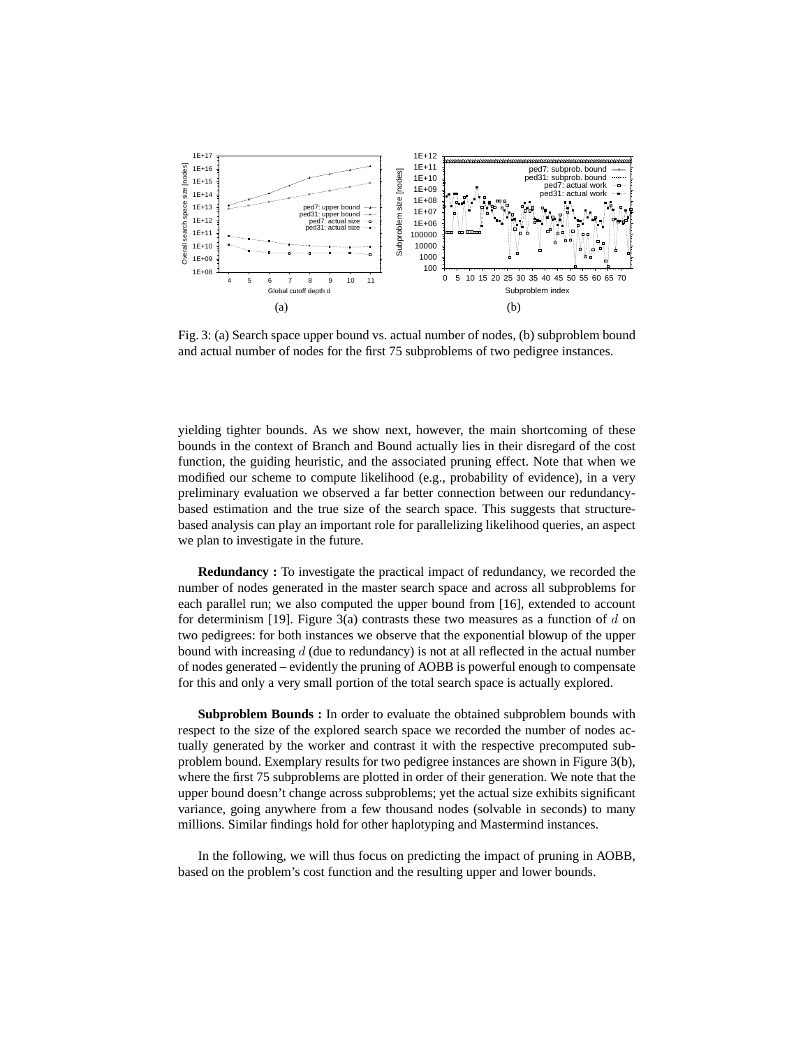Fig. 3: (a) Search space upper bound vs. actual number of nodes, (b) subproblem bound and actual number of nodes for the first 75 subproblems of two pedigree instances.

yielding tighter bounds. As we show next, however, the main shortcoming of these bounds in the context of Branch and Bound actually lies in their disregard of the cost function, the guiding heuristic, and the associated pruning effect. Note that when we modified our scheme to compute likelihood (e.g., probability of evidence), in a very preliminary evaluation we observed a far better connection between our redundancy-based estimation and the true size of the search space. This suggests that structure-based analysis can play an important role for parallelizing likelihood queries, an aspect we plan to investigate in the future.

**Redundancy :** To investigate the practical impact of redundancy, we recorded the number of nodes generated in the master search space and across all subproblems for each parallel run; we also computed the upper bound from [16], extended to account for determinism [19]. Figure 3(a) contrasts these two measures as a function of $d$ on two pedigrees: for both instances we observe that the exponential blowup of the upper bound with increasing $d$ (due to redundancy) is not at all reflected in the actual number of nodes generated – evidently the pruning of AOBB is powerful enough to compensate for this and only a very small portion of the total search space is actually explored.

**Subproblem Bounds :** In order to evaluate the obtained subproblem bounds with respect to the size of the explored search space we recorded the number of nodes actually generated by the worker and contrast it with the respective precomputed subproblem bound. Exemplary results for two pedigree instances are shown in Figure 3(b), where the first 75 subproblems are plotted in order of their generation. We note that the upper bound doesn't change across subproblems; yet the actual size exhibits significant variance, going anywhere from a few thousand nodes (solvable in seconds) to many millions. Similar findings hold for other haplotyping and Mastermind instances.

In the following, we will thus focus on predicting the impact of pruning in AOBB, based on the problem's cost function and the resulting upper and lower bounds.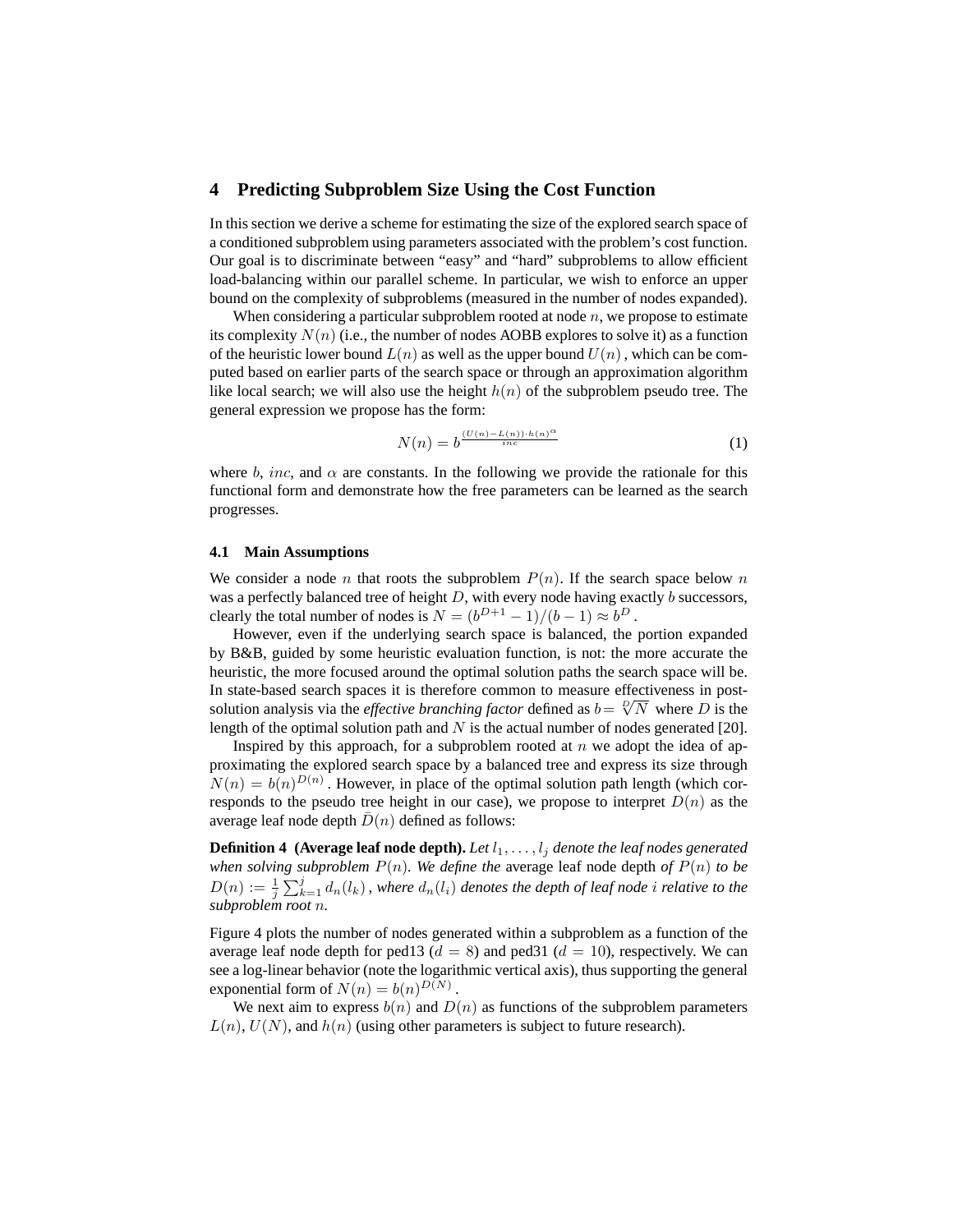## 4 Predicting Subproblem Size Using the Cost Function

In this section we derive a scheme for estimating the size of the explored search space of a conditioned subproblem using parameters associated with the problem's cost function. Our goal is to discriminate between "easy" and "hard" subproblems to allow efficient load-balancing within our parallel scheme. In particular, we wish to enforce an upper bound on the complexity of subproblems (measured in the number of nodes expanded).

When considering a particular subproblem rooted at node $n$, we propose to estimate its complexity $N(n)$ (i.e., the number of nodes AOBB explores to solve it) as a function of the heuristic lower bound $L(n)$ as well as the upper bound $U(n)$, which can be computed based on earlier parts of the search space or through an approximation algorithm like local search; we will also use the height $h(n)$ of the subproblem pseudo tree. The general expression we propose has the form:

$$N(n) = b^{\frac{(U(n)-L(n))\cdot h(n)^{\alpha}}{inc}} \tag{1}$$

where $b$, $inc$, and $\alpha$ are constants. In the following we provide the rationale for this functional form and demonstrate how the free parameters can be learned as the search progresses.

### 4.1 Main Assumptions

We consider a node $n$ that roots the subproblem $P(n)$. If the search space below $n$ was a perfectly balanced tree of height $D$, with every node having exactly $b$ successors, clearly the total number of nodes is $N = (b^{D+1} - 1)/(b - 1) \approx b^D$.

However, even if the underlying search space is balanced, the portion expanded by B&B, guided by some heuristic evaluation function, is not: the more accurate the heuristic, the more focused around the optimal solution paths the search space will be. In state-based search spaces it is therefore common to measure effectiveness in post-solution analysis via the *effective branching factor* defined as $b = \sqrt[D]{N}$ where $D$ is the length of the optimal solution path and $N$ is the actual number of nodes generated [20].

Inspired by this approach, for a subproblem rooted at $n$ we adopt the idea of approximating the explored search space by a balanced tree and express its size through $N(n) = b(n)^{D(n)}$. However, in place of the optimal solution path length (which corresponds to the pseudo tree height in our case), we propose to interpret $D(n)$ as the average leaf node depth $\bar{D}(n)$ defined as follows:

**Definition 4 (Average leaf node depth).** *Let $l_1, \ldots, l_j$ denote the leaf nodes generated when solving subproblem $P(n)$. We define the* average leaf node depth *of $P(n)$ to be $D(n) := \frac{1}{j}\sum_{k=1}^{j} d_n(l_k)$, where $d_n(l_i)$ denotes the depth of leaf node $i$ relative to the subproblem root $n$.*

Figure 4 plots the number of nodes generated within a subproblem as a function of the average leaf node depth for ped13 ($d = 8$) and ped31 ($d = 10$), respectively. We can see a log-linear behavior (note the logarithmic vertical axis), thus supporting the general exponential form of $N(n) = b(n)^{D(N)}$.

We next aim to express $b(n)$ and $D(n)$ as functions of the subproblem parameters $L(n)$, $U(N)$, and $h(n)$ (using other parameters is subject to future research).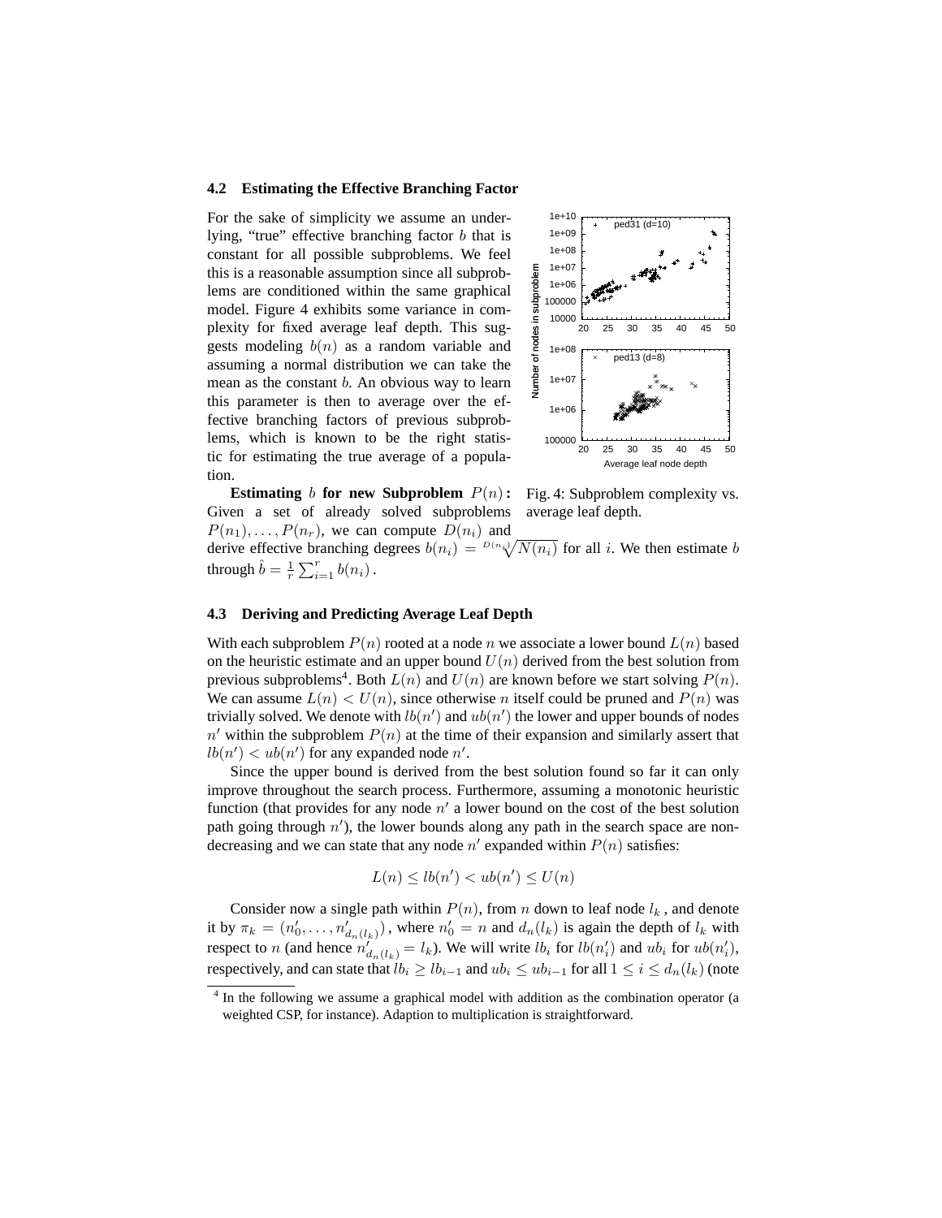### 4.2 Estimating the Effective Branching Factor

For the sake of simplicity we assume an underlying, "true" effective branching factor $b$ that is constant for all possible subproblems. We feel this is a reasonable assumption since all subproblems are conditioned within the same graphical model. Figure 4 exhibits some variance in complexity for fixed average leaf depth. This suggests modeling $b(n)$ as a random variable and assuming a normal distribution we can take the mean as the constant $b$. An obvious way to learn this parameter is then to average over the effective branching factors of previous subproblems, which is known to be the right statistic for estimating the true average of a population.

Fig. 4: Subproblem complexity vs. average leaf depth.

**Estimating $b$ for new Subproblem $P(n)$:** Given a set of already solved subproblems $P(n_1), \ldots, P(n_r)$, we can compute $D(n_i)$ and derive effective branching degrees $b(n_i) = \sqrt[D(n_i)]{N(n_i)}$ for all $i$. We then estimate $b$ through $\hat{b} = \frac{1}{r}\sum_{i=1}^{r} b(n_i)$.

### 4.3 Deriving and Predicting Average Leaf Depth

With each subproblem $P(n)$ rooted at a node $n$ we associate a lower bound $L(n)$ based on the heuristic estimate and an upper bound $U(n)$ derived from the best solution from previous subproblems[4]. Both $L(n)$ and $U(n)$ are known before we start solving $P(n)$. We can assume $L(n) < U(n)$, since otherwise $n$ itself could be pruned and $P(n)$ was trivially solved. We denote with $lb(n')$ and $ub(n')$ the lower and upper bounds of nodes $n'$ within the subproblem $P(n)$ at the time of their expansion and similarly assert that $lb(n') < ub(n')$ for any expanded node $n'$.

Since the upper bound is derived from the best solution found so far it can only improve throughout the search process. Furthermore, assuming a monotonic heuristic function (that provides for any node $n'$ a lower bound on the cost of the best solution path going through $n'$), the lower bounds along any path in the search space are non-decreasing and we can state that any node $n'$ expanded within $P(n)$ satisfies:

$$L(n) \leq lb(n') < ub(n') \leq U(n)$$

Consider now a single path within $P(n)$, from $n$ down to leaf node $l_k$, and denote it by $\pi_k = (n'_0, \ldots, n'_{d_n(l_k)})$, where $n'_0 = n$ and $d_n(l_k)$ is again the depth of $l_k$ with respect to $n$ (and hence $n'_{d_n(l_k)} = l_k$). We will write $lb_i$ for $lb(n'_i)$ and $ub_i$ for $ub(n'_i)$, respectively, and can state that $lb_i \geq lb_{i-1}$ and $ub_i \leq ub_{i-1}$ for all $1 \leq i \leq d_n(l_k)$ (note

[4] In the following we assume a graphical model with addition as the combination operator (a weighted CSP, for instance). Adaption to multiplication is straightforward.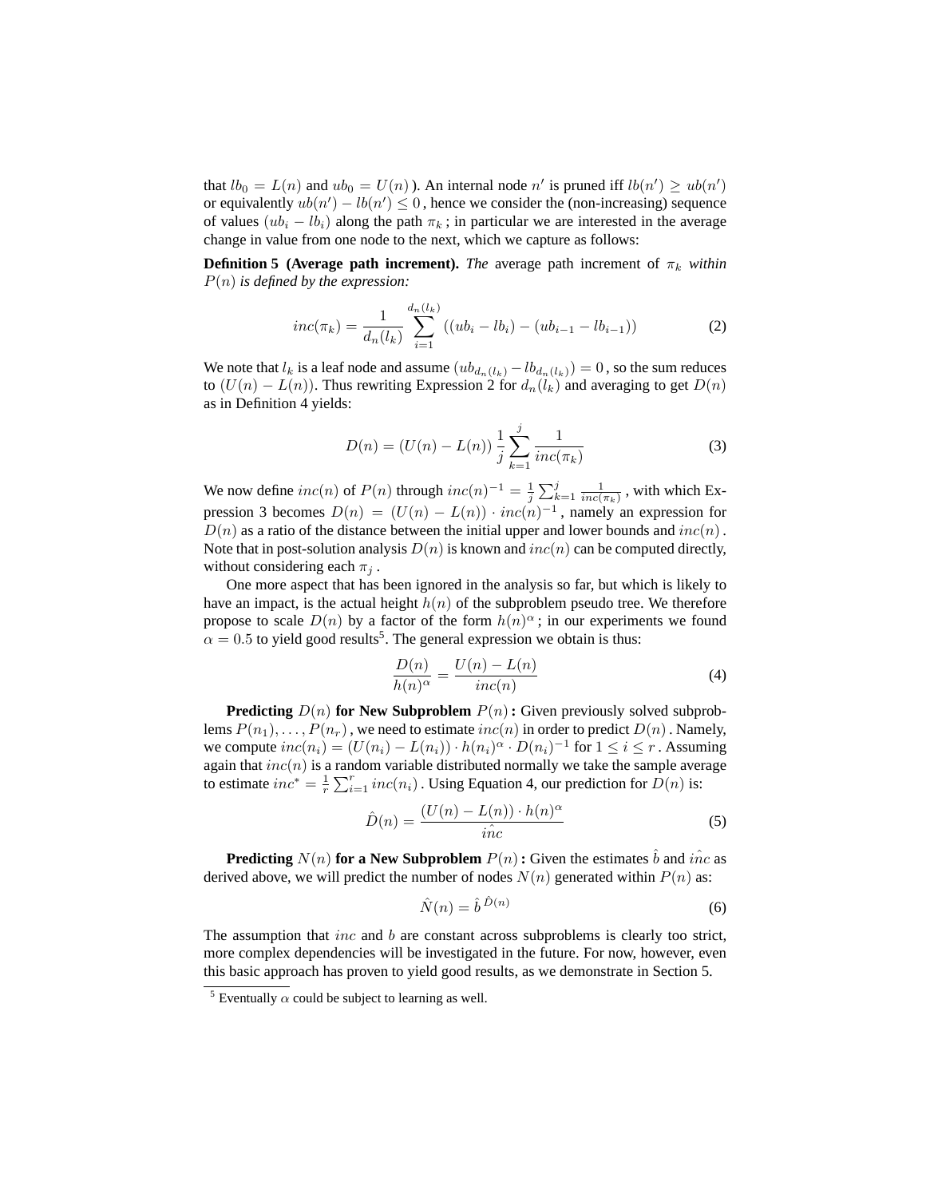that $lb_0 = L(n)$ and $ub_0 = U(n)$ ). An internal node $n'$ is pruned iff $lb(n') \geq ub(n')$ or equivalently $ub(n') - lb(n') \leq 0$ , hence we consider the (non-increasing) sequence of values $(ub_i - lb_i)$ along the path $\pi_k$ ; in particular we are interested in the average change in value from one node to the next, which we capture as follows:

**Definition 5 (Average path increment).** *The* average path increment of $\pi_k$ *within* $P(n)$ *is defined by the expression:*

$$inc(\pi_k) = \frac{1}{d_n(l_k)} \sum_{i=1}^{d_n(l_k)} ((ub_i - lb_i) - (ub_{i-1} - lb_{i-1})) \tag{2}$$

We note that $l_k$ is a leaf node and assume $(ub_{d_n(l_k)} - lb_{d_n(l_k)}) = 0$ , so the sum reduces to $(U(n) - L(n))$. Thus rewriting Expression 2 for $d_n(l_k)$ and averaging to get $D(n)$ as in Definition 4 yields:

$$D(n) = (U(n) - L(n)) \, \frac{1}{j} \sum_{k=1}^{j} \frac{1}{inc(\pi_k)} \tag{3}$$

We now define $inc(n)$ of $P(n)$ through $inc(n)^{-1} = \frac{1}{j} \sum_{k=1}^{j} \frac{1}{inc(\pi_k)}$ , with which Expression 3 becomes $D(n) = (U(n) - L(n)) \cdot inc(n)^{-1}$ , namely an expression for $D(n)$ as a ratio of the distance between the initial upper and lower bounds and $inc(n)$ . Note that in post-solution analysis $D(n)$ is known and $inc(n)$ can be computed directly, without considering each $\pi_j$ .

One more aspect that has been ignored in the analysis so far, but which is likely to have an impact, is the actual height $h(n)$ of the subproblem pseudo tree. We therefore propose to scale $D(n)$ by a factor of the form $h(n)^\alpha$ ; in our experiments we found $\alpha = 0.5$ to yield good results[5]. The general expression we obtain is thus:

$$\frac{D(n)}{h(n)^\alpha} = \frac{U(n) - L(n)}{inc(n)} \tag{4}$$

**Predicting $D(n)$ for New Subproblem $P(n)$ :** Given previously solved subproblems $P(n_1), \ldots, P(n_r)$ , we need to estimate $inc(n)$ in order to predict $D(n)$ . Namely, we compute $inc(n_i) = (U(n_i) - L(n_i)) \cdot h(n_i)^\alpha \cdot D(n_i)^{-1}$ for $1 \leq i \leq r$ . Assuming again that $inc(n)$ is a random variable distributed normally we take the sample average to estimate $inc^* = \frac{1}{r} \sum_{i=1}^{r} inc(n_i)$ . Using Equation 4, our prediction for $D(n)$ is:

$$\hat{D}(n) = \frac{(U(n) - L(n)) \cdot h(n)^\alpha}{\hat{inc}} \tag{5}$$

**Predicting $N(n)$ for a New Subproblem $P(n)$ :** Given the estimates $\hat{b}$ and $\hat{inc}$ as derived above, we will predict the number of nodes $N(n)$ generated within $P(n)$ as:

$$\hat{N}(n) = \hat{b}^{\,\hat{D}(n)} \tag{6}$$

The assumption that $inc$ and $b$ are constant across subproblems is clearly too strict, more complex dependencies will be investigated in the future. For now, however, even this basic approach has proven to yield good results, as we demonstrate in Section 5.

[5] Eventually $\alpha$ could be subject to learning as well.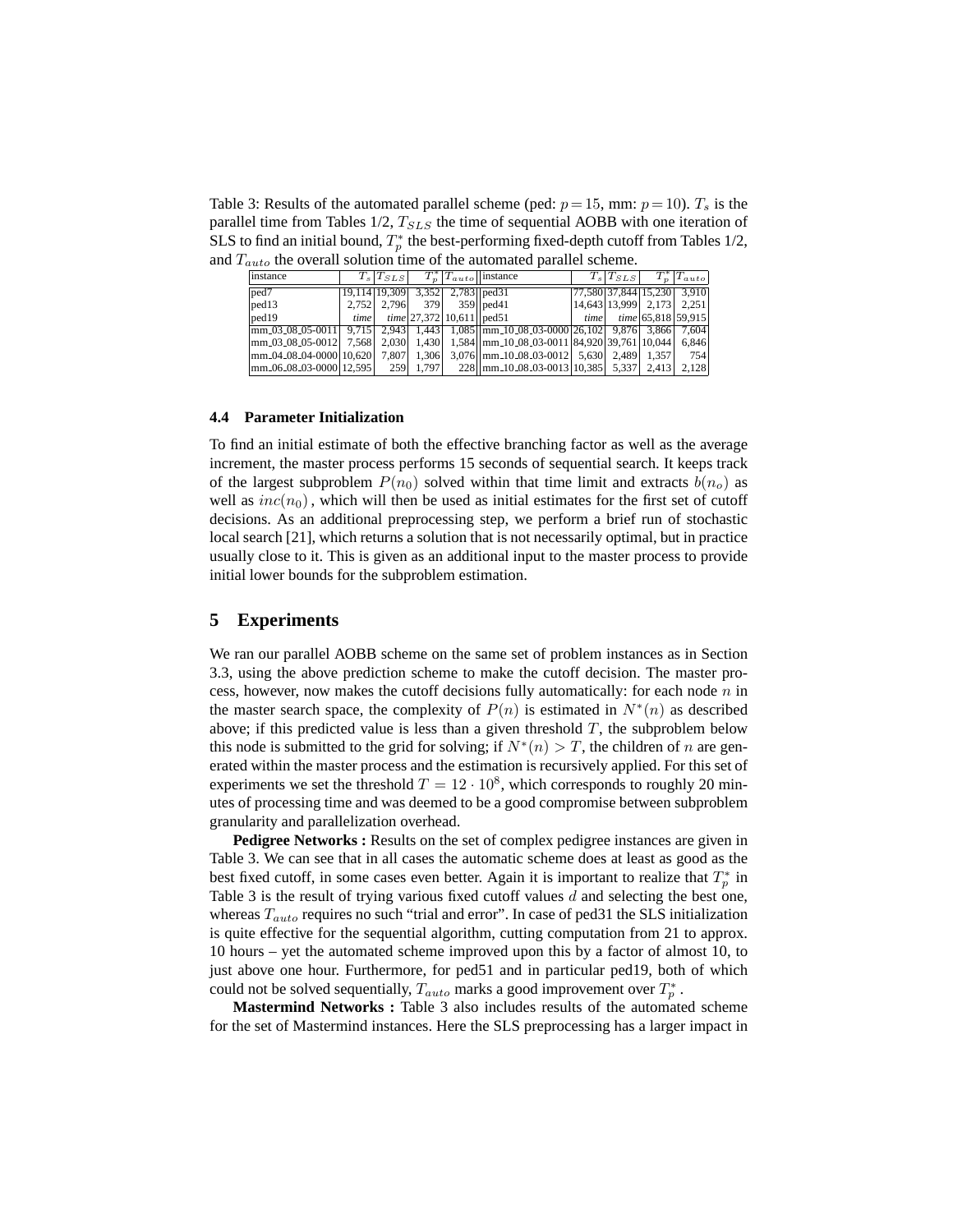Table 3: Results of the automated parallel scheme (ped: $p = 15$, mm: $p = 10$). $T_s$ is the parallel time from Tables 1/2, $T_{SLS}$ the time of sequential AOBB with one iteration of SLS to find an initial bound, $T_p^*$ the best-performing fixed-depth cutoff from Tables 1/2, and $T_{auto}$ the overall solution time of the automated parallel scheme.

| instance | $T_s$ | $T_{SLS}$ | $T_p^*$ | $T_{auto}$ | instance | $T_s$ | $T_{SLS}$ | $T_p^*$ | $T_{auto}$ |
|---|---|---|---|---|---|---|---|---|---|
| ped7 | 19,114 | 19,309 | 3,352 | 2,783 | ped31 | 77,580 | 37,844 | 15,230 | 3,910 |
| ped13 | 2,752 | 2,796 | 379 | 359 | ped41 | 14,643 | 13,999 | 2,173 | 2,251 |
| ped19 | *time* | *time* | 27,372 | 10,611 | ped51 | *time* | *time* | 65,818 | 59,915 |
| mm_03_08_05-0011 | 9,715 | 2,943 | 1,443 | 1,085 | mm_10_08_03-0000 | 26,102 | 9,876 | 3,866 | 7,604 |
| mm_03_08_05-0012 | 7,568 | 2,030 | 1,430 | 1,584 | mm_10_08_03-0011 | 84,920 | 39,761 | 10,044 | 6,846 |
| mm_04_08_04-0000 | 10,620 | 7,807 | 1,306 | 3,076 | mm_10_08_03-0012 | 5,630 | 2,489 | 1,357 | 754 |
| mm_06_08_03-0000 | 12,595 | 259 | 1,797 | 228 | mm_10_08_03-0013 | 10,385 | 5,337 | 2,413 | 2,128 |

### 4.4 Parameter Initialization

To find an initial estimate of both the effective branching factor as well as the average increment, the master process performs 15 seconds of sequential search. It keeps track of the largest subproblem $P(n_0)$ solved within that time limit and extracts $b(n_o)$ as well as $inc(n_0)$, which will then be used as initial estimates for the first set of cutoff decisions. As an additional preprocessing step, we perform a brief run of stochastic local search [21], which returns a solution that is not necessarily optimal, but in practice usually close to it. This is given as an additional input to the master process to provide initial lower bounds for the subproblem estimation.

## 5 Experiments

We ran our parallel AOBB scheme on the same set of problem instances as in Section 3.3, using the above prediction scheme to make the cutoff decision. The master process, however, now makes the cutoff decisions fully automatically: for each node $n$ in the master search space, the complexity of $P(n)$ is estimated in $N^*(n)$ as described above; if this predicted value is less than a given threshold $T$, the subproblem below this node is submitted to the grid for solving; if $N^*(n) > T$, the children of $n$ are generated within the master process and the estimation is recursively applied. For this set of experiments we set the threshold $T = 12 \cdot 10^8$, which corresponds to roughly 20 minutes of processing time and was deemed to be a good compromise between subproblem granularity and parallelization overhead.

**Pedigree Networks :** Results on the set of complex pedigree instances are given in Table 3. We can see that in all cases the automatic scheme does at least as good as the best fixed cutoff, in some cases even better. Again it is important to realize that $T_p^*$ in Table 3 is the result of trying various fixed cutoff values $d$ and selecting the best one, whereas $T_{auto}$ requires no such "trial and error". In case of ped31 the SLS initialization is quite effective for the sequential algorithm, cutting computation from 21 to approx. 10 hours – yet the automated scheme improved upon this by a factor of almost 10, to just above one hour. Furthermore, for ped51 and in particular ped19, both of which could not be solved sequentially, $T_{auto}$ marks a good improvement over $T_p^*$.

**Mastermind Networks :** Table 3 also includes results of the automated scheme for the set of Mastermind instances. Here the SLS preprocessing has a larger impact in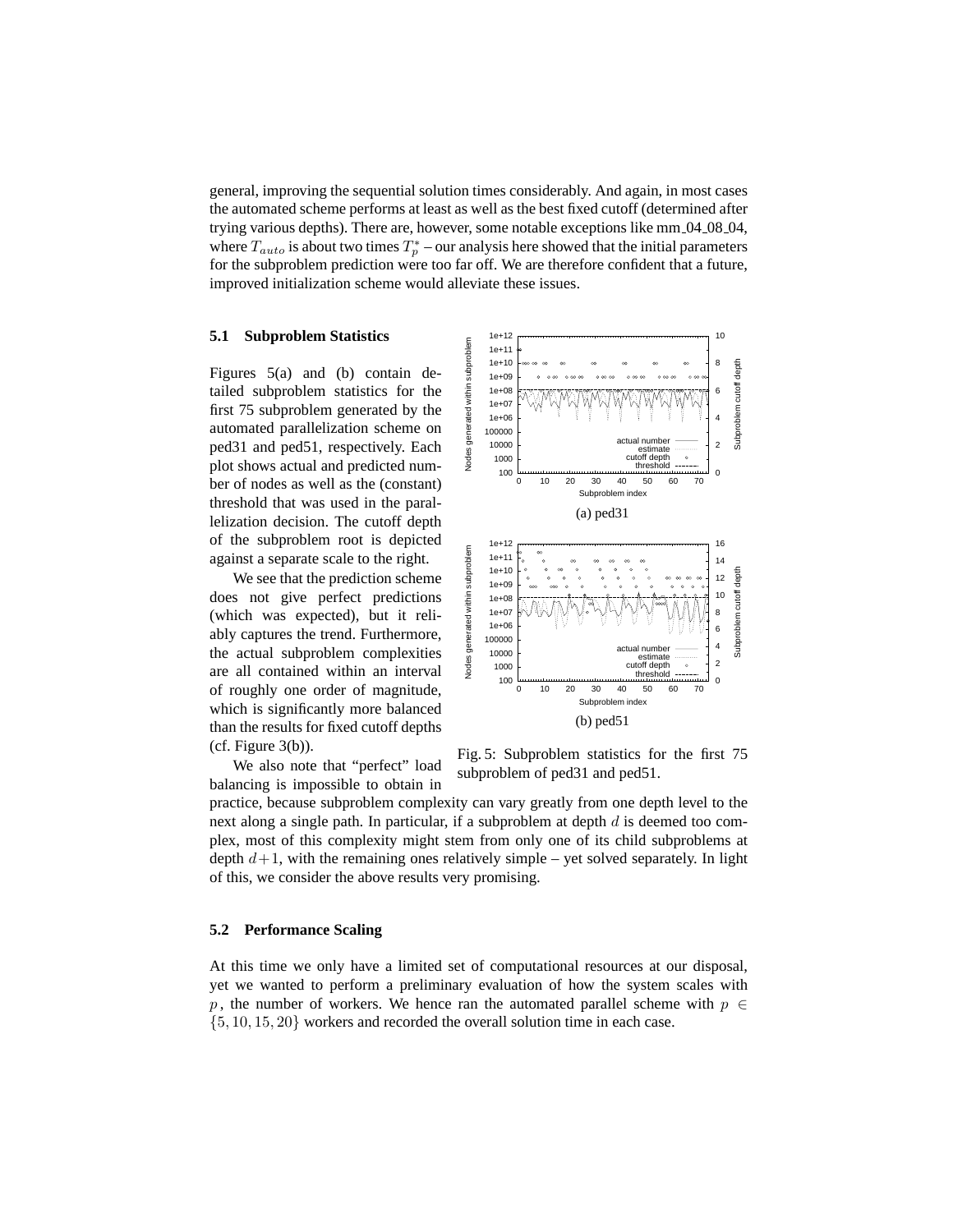general, improving the sequential solution times considerably. And again, in most cases the automated scheme performs at least as well as the best fixed cutoff (determined after trying various depths). There are, however, some notable exceptions like mm_04_08_04, where $T_{auto}$ is about two times $T_p^*$ – our analysis here showed that the initial parameters for the subproblem prediction were too far off. We are therefore confident that a future, improved initialization scheme would alleviate these issues.

### 5.1 Subproblem Statistics

Figures 5(a) and (b) contain detailed subproblem statistics for the first 75 subproblem generated by the automated parallelization scheme on ped31 and ped51, respectively. Each plot shows actual and predicted number of nodes as well as the (constant) threshold that was used in the parallelization decision. The cutoff depth of the subproblem root is depicted against a separate scale to the right.

We see that the prediction scheme does not give perfect predictions (which was expected), but it reliably captures the trend. Furthermore, the actual subproblem complexities are all contained within an interval of roughly one order of magnitude, which is significantly more balanced than the results for fixed cutoff depths (cf. Figure 3(b)).

We also note that "perfect" load balancing is impossible to obtain in practice, because subproblem complexity can vary greatly from one depth level to the next along a single path. In particular, if a subproblem at depth $d$ is deemed too complex, most of this complexity might stem from only one of its child subproblems at depth $d+1$, with the remaining ones relatively simple – yet solved separately. In light of this, we consider the above results very promising.

(a) ped31

(b) ped51

Fig. 5: Subproblem statistics for the first 75 subproblem of ped31 and ped51.

### 5.2 Performance Scaling

At this time we only have a limited set of computational resources at our disposal, yet we wanted to perform a preliminary evaluation of how the system scales with $p$, the number of workers. We hence ran the automated parallel scheme with $p \in \{5, 10, 15, 20\}$ workers and recorded the overall solution time in each case.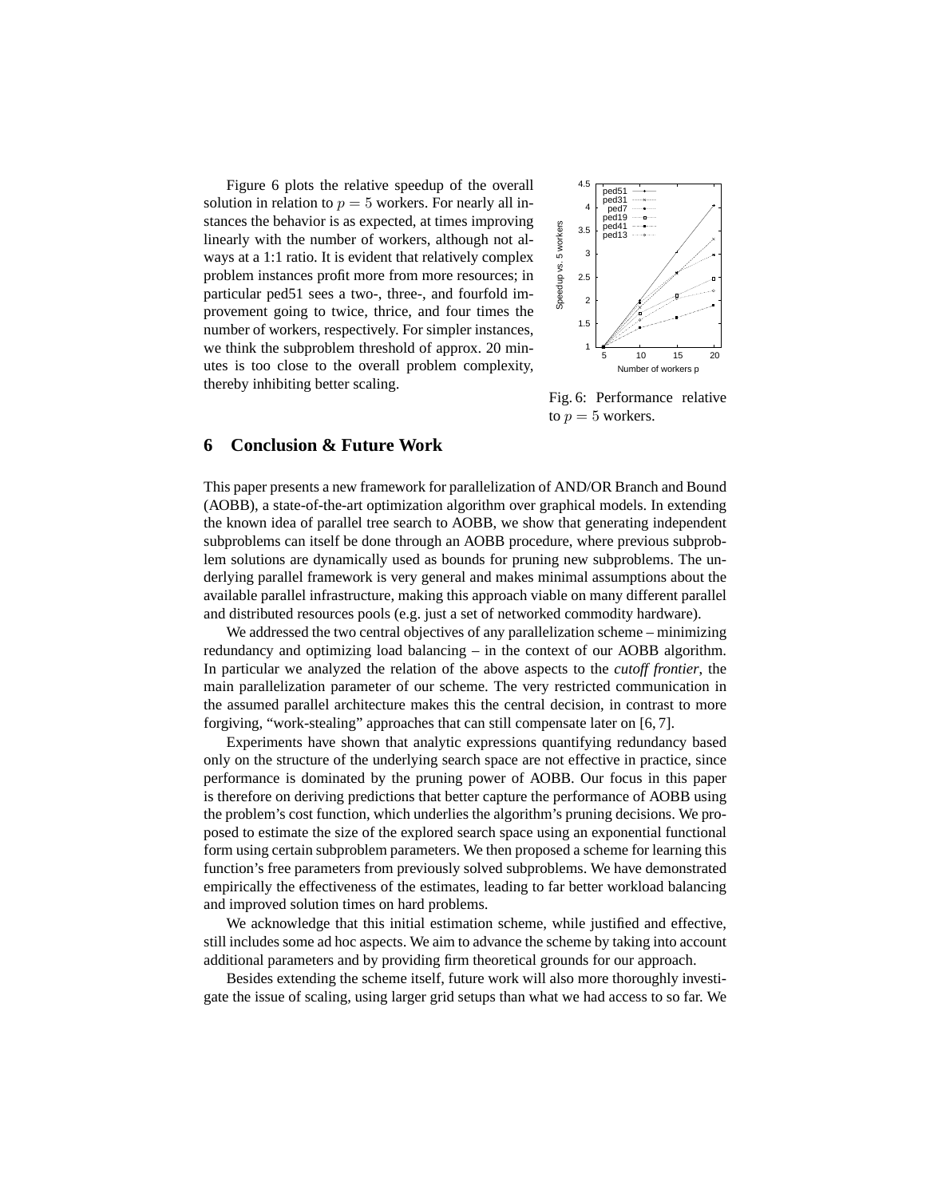Figure 6 plots the relative speedup of the overall solution in relation to $p = 5$ workers. For nearly all instances the behavior is as expected, at times improving linearly with the number of workers, although not always at a 1:1 ratio. It is evident that relatively complex problem instances profit more from more resources; in particular ped51 sees a two-, three-, and fourfold improvement going to twice, thrice, and four times the number of workers, respectively. For simpler instances, we think the subproblem threshold of approx. 20 minutes is too close to the overall problem complexity, thereby inhibiting better scaling.

Fig. 6: Performance relative to $p = 5$ workers.

## 6 Conclusion & Future Work

This paper presents a new framework for parallelization of AND/OR Branch and Bound (AOBB), a state-of-the-art optimization algorithm over graphical models. In extending the known idea of parallel tree search to AOBB, we show that generating independent subproblems can itself be done through an AOBB procedure, where previous subproblem solutions are dynamically used as bounds for pruning new subproblems. The underlying parallel framework is very general and makes minimal assumptions about the available parallel infrastructure, making this approach viable on many different parallel and distributed resources pools (e.g. just a set of networked commodity hardware).

We addressed the two central objectives of any parallelization scheme – minimizing redundancy and optimizing load balancing – in the context of our AOBB algorithm. In particular we analyzed the relation of the above aspects to the *cutoff frontier*, the main parallelization parameter of our scheme. The very restricted communication in the assumed parallel architecture makes this the central decision, in contrast to more forgiving, "work-stealing" approaches that can still compensate later on [6, 7].

Experiments have shown that analytic expressions quantifying redundancy based only on the structure of the underlying search space are not effective in practice, since performance is dominated by the pruning power of AOBB. Our focus in this paper is therefore on deriving predictions that better capture the performance of AOBB using the problem's cost function, which underlies the algorithm's pruning decisions. We proposed to estimate the size of the explored search space using an exponential functional form using certain subproblem parameters. We then proposed a scheme for learning this function's free parameters from previously solved subproblems. We have demonstrated empirically the effectiveness of the estimates, leading to far better workload balancing and improved solution times on hard problems.

We acknowledge that this initial estimation scheme, while justified and effective, still includes some ad hoc aspects. We aim to advance the scheme by taking into account additional parameters and by providing firm theoretical grounds for our approach.

Besides extending the scheme itself, future work will also more thoroughly investigate the issue of scaling, using larger grid setups than what we had access to so far. We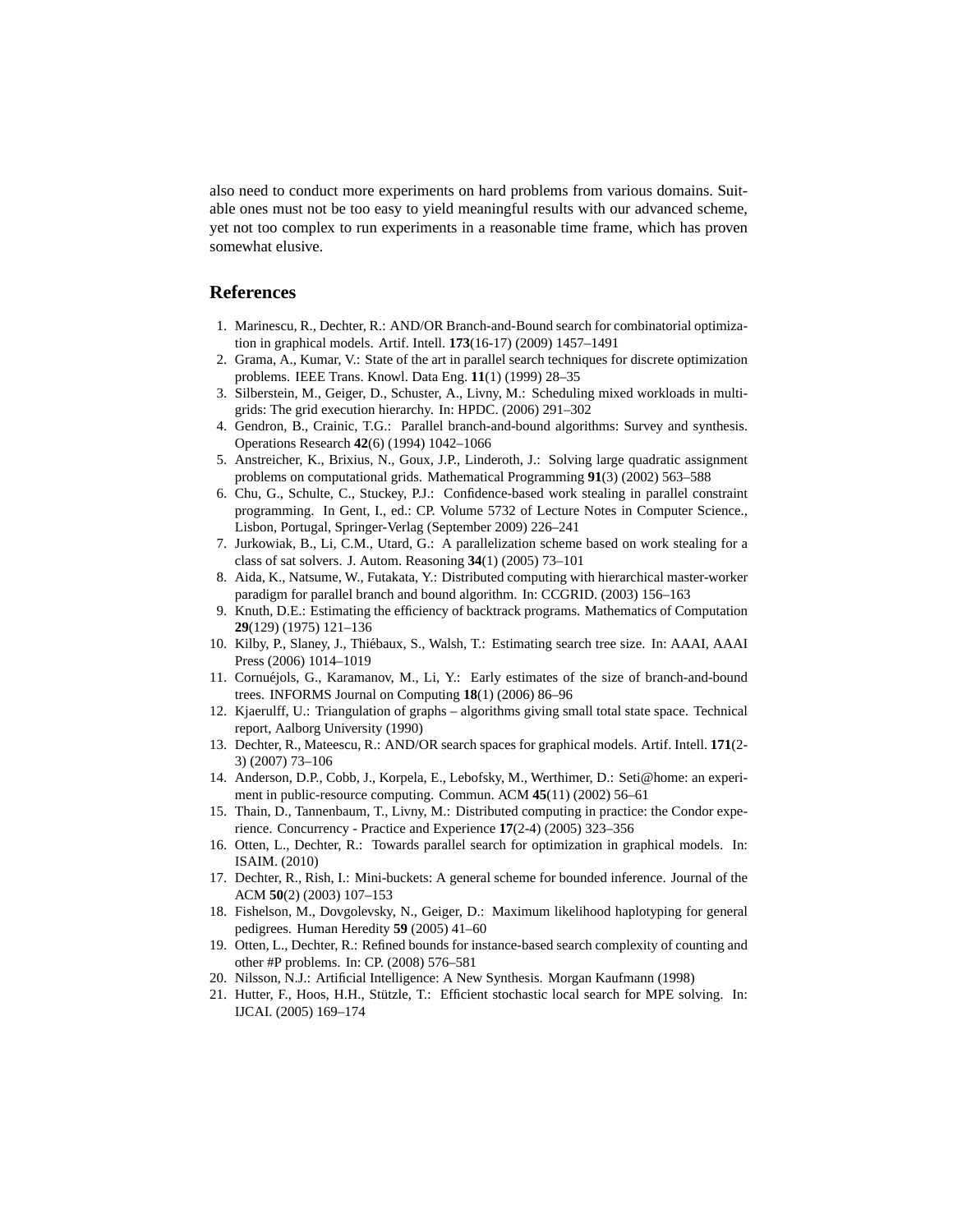also need to conduct more experiments on hard problems from various domains. Suitable ones must not be too easy to yield meaningful results with our advanced scheme, yet not too complex to run experiments in a reasonable time frame, which has proven somewhat elusive.

## References

1. Marinescu, R., Dechter, R.: AND/OR Branch-and-Bound search for combinatorial optimization in graphical models. Artif. Intell. **173**(16-17) (2009) 1457–1491
2. Grama, A., Kumar, V.: State of the art in parallel search techniques for discrete optimization problems. IEEE Trans. Knowl. Data Eng. **11**(1) (1999) 28–35
3. Silberstein, M., Geiger, D., Schuster, A., Livny, M.: Scheduling mixed workloads in multi-grids: The grid execution hierarchy. In: HPDC. (2006) 291–302
4. Gendron, B., Crainic, T.G.: Parallel branch-and-bound algorithms: Survey and synthesis. Operations Research **42**(6) (1994) 1042–1066
5. Anstreicher, K., Brixius, N., Goux, J.P., Linderoth, J.: Solving large quadratic assignment problems on computational grids. Mathematical Programming **91**(3) (2002) 563–588
6. Chu, G., Schulte, C., Stuckey, P.J.: Confidence-based work stealing in parallel constraint programming. In Gent, I., ed.: CP. Volume 5732 of Lecture Notes in Computer Science., Lisbon, Portugal, Springer-Verlag (September 2009) 226–241
7. Jurkowiak, B., Li, C.M., Utard, G.: A parallelization scheme based on work stealing for a class of sat solvers. J. Autom. Reasoning **34**(1) (2005) 73–101
8. Aida, K., Natsume, W., Futakata, Y.: Distributed computing with hierarchical master-worker paradigm for parallel branch and bound algorithm. In: CCGRID. (2003) 156–163
9. Knuth, D.E.: Estimating the efficiency of backtrack programs. Mathematics of Computation **29**(129) (1975) 121–136
10. Kilby, P., Slaney, J., Thiébaux, S., Walsh, T.: Estimating search tree size. In: AAAI, AAAI Press (2006) 1014–1019
11. Cornuéjols, G., Karamanov, M., Li, Y.: Early estimates of the size of branch-and-bound trees. INFORMS Journal on Computing **18**(1) (2006) 86–96
12. Kjaerulff, U.: Triangulation of graphs – algorithms giving small total state space. Technical report, Aalborg University (1990)
13. Dechter, R., Mateescu, R.: AND/OR search spaces for graphical models. Artif. Intell. **171**(2-3) (2007) 73–106
14. Anderson, D.P., Cobb, J., Korpela, E., Lebofsky, M., Werthimer, D.: Seti@home: an experiment in public-resource computing. Commun. ACM **45**(11) (2002) 56–61
15. Thain, D., Tannenbaum, T., Livny, M.: Distributed computing in practice: the Condor experience. Concurrency - Practice and Experience **17**(2-4) (2005) 323–356
16. Otten, L., Dechter, R.: Towards parallel search for optimization in graphical models. In: ISAIM. (2010)
17. Dechter, R., Rish, I.: Mini-buckets: A general scheme for bounded inference. Journal of the ACM **50**(2) (2003) 107–153
18. Fishelson, M., Dovgolevsky, N., Geiger, D.: Maximum likelihood haplotyping for general pedigrees. Human Heredity **59** (2005) 41–60
19. Otten, L., Dechter, R.: Refined bounds for instance-based search complexity of counting and other #P problems. In: CP. (2008) 576–581
20. Nilsson, N.J.: Artificial Intelligence: A New Synthesis. Morgan Kaufmann (1998)
21. Hutter, F., Hoos, H.H., Stützle, T.: Efficient stochastic local search for MPE solving. In: IJCAI. (2005) 169–174